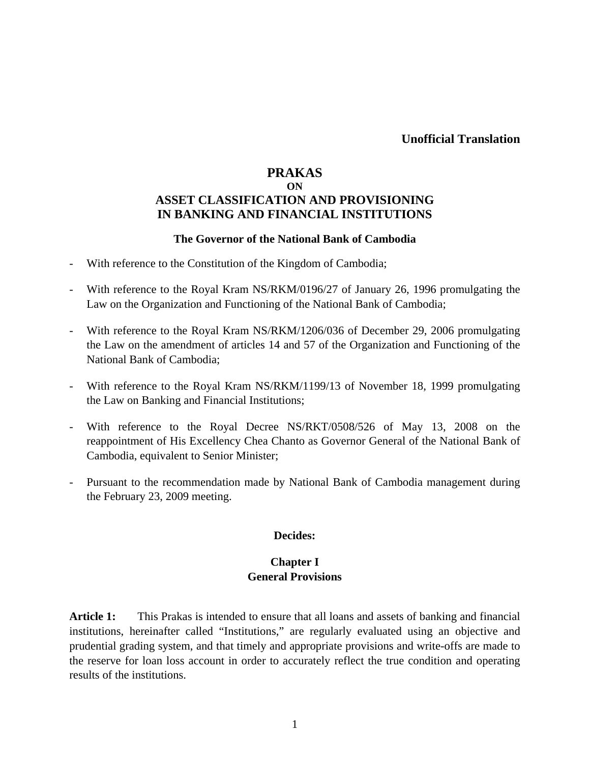**Unofficial Translation**

# PRAKAS
## ON
## ASSET CLASSIFICATION AND PROVISIONING IN BANKING AND FINANCIAL INSTITUTIONS

**The Governor of the National Bank of Cambodia**

- With reference to the Constitution of the Kingdom of Cambodia;
- With reference to the Royal Kram NS/RKM/0196/27 of January 26, 1996 promulgating the Law on the Organization and Functioning of the National Bank of Cambodia;
- With reference to the Royal Kram NS/RKM/1206/036 of December 29, 2006 promulgating the Law on the amendment of articles 14 and 57 of the Organization and Functioning of the National Bank of Cambodia;
- With reference to the Royal Kram NS/RKM/1199/13 of November 18, 1999 promulgating the Law on Banking and Financial Institutions;
- With reference to the Royal Decree NS/RKT/0508/526 of May 13, 2008 on the reappointment of His Excellency Chea Chanto as Governor General of the National Bank of Cambodia, equivalent to Senior Minister;
- Pursuant to the recommendation made by National Bank of Cambodia management during the February 23, 2009 meeting.

**Decides:**

## Chapter I
## General Provisions

**Article 1:** This Prakas is intended to ensure that all loans and assets of banking and financial institutions, hereinafter called "Institutions," are regularly evaluated using an objective and prudential grading system, and that timely and appropriate provisions and write-offs are made to the reserve for loan loss account in order to accurately reflect the true condition and operating results of the institutions.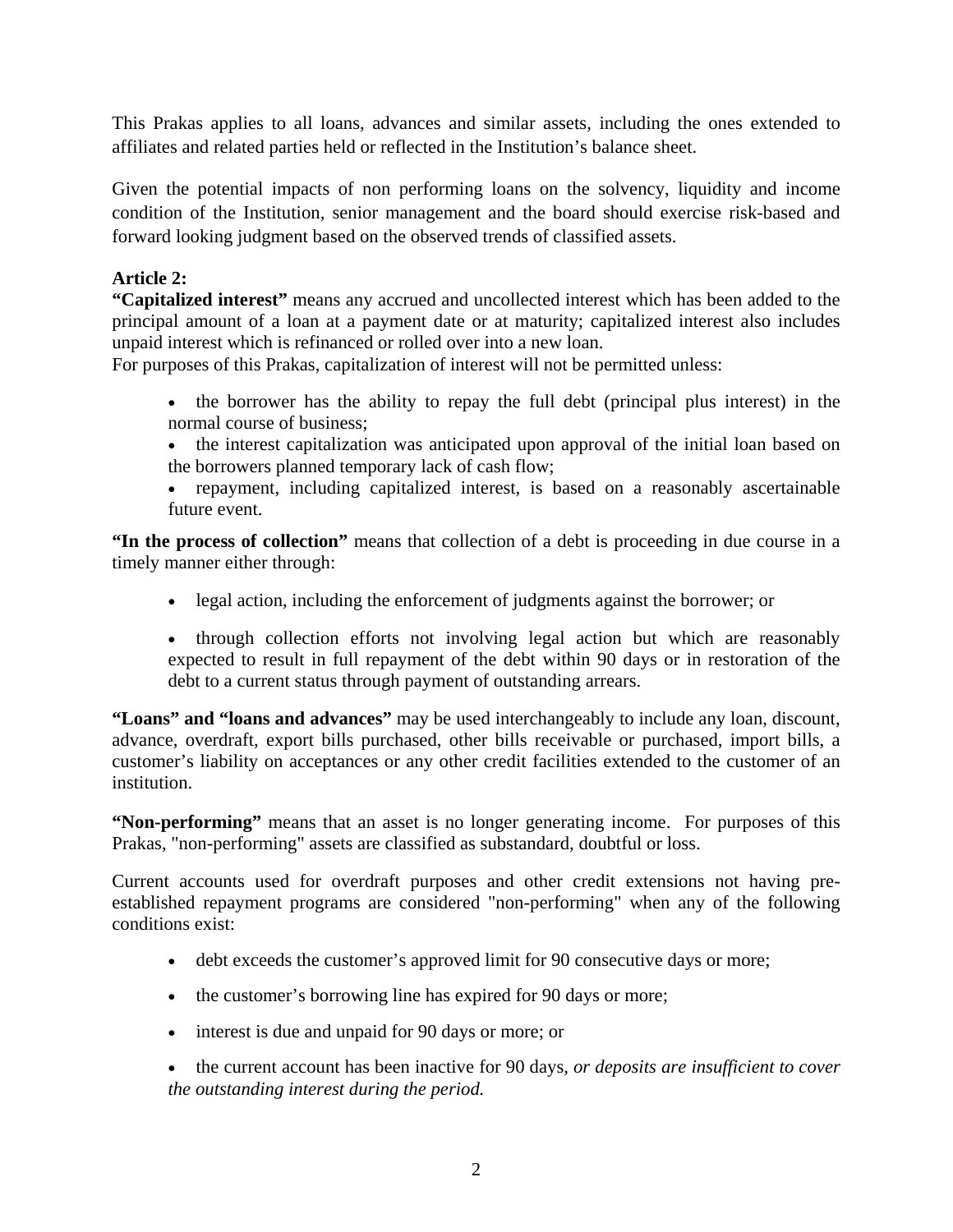This Prakas applies to all loans, advances and similar assets, including the ones extended to affiliates and related parties held or reflected in the Institution's balance sheet.

Given the potential impacts of non performing loans on the solvency, liquidity and income condition of the Institution, senior management and the board should exercise risk-based and forward looking judgment based on the observed trends of classified assets.

**Article 2:**

**"Capitalized interest"** means any accrued and uncollected interest which has been added to the principal amount of a loan at a payment date or at maturity; capitalized interest also includes unpaid interest which is refinanced or rolled over into a new loan.

For purposes of this Prakas, capitalization of interest will not be permitted unless:

- the borrower has the ability to repay the full debt (principal plus interest) in the normal course of business;
- the interest capitalization was anticipated upon approval of the initial loan based on the borrowers planned temporary lack of cash flow;
- repayment, including capitalized interest, is based on a reasonably ascertainable future event.

**"In the process of collection"** means that collection of a debt is proceeding in due course in a timely manner either through:

- legal action, including the enforcement of judgments against the borrower; or
- through collection efforts not involving legal action but which are reasonably expected to result in full repayment of the debt within 90 days or in restoration of the debt to a current status through payment of outstanding arrears.

**"Loans" and "loans and advances"** may be used interchangeably to include any loan, discount, advance, overdraft, export bills purchased, other bills receivable or purchased, import bills, a customer's liability on acceptances or any other credit facilities extended to the customer of an institution.

**"Non-performing"** means that an asset is no longer generating income. For purposes of this Prakas, "non-performing" assets are classified as substandard, doubtful or loss.

Current accounts used for overdraft purposes and other credit extensions not having pre-established repayment programs are considered "non-performing" when any of the following conditions exist:

- debt exceeds the customer's approved limit for 90 consecutive days or more;
- the customer's borrowing line has expired for 90 days or more;
- interest is due and unpaid for 90 days or more; or
- the current account has been inactive for 90 days, *or deposits are insufficient to cover the outstanding interest during the period.*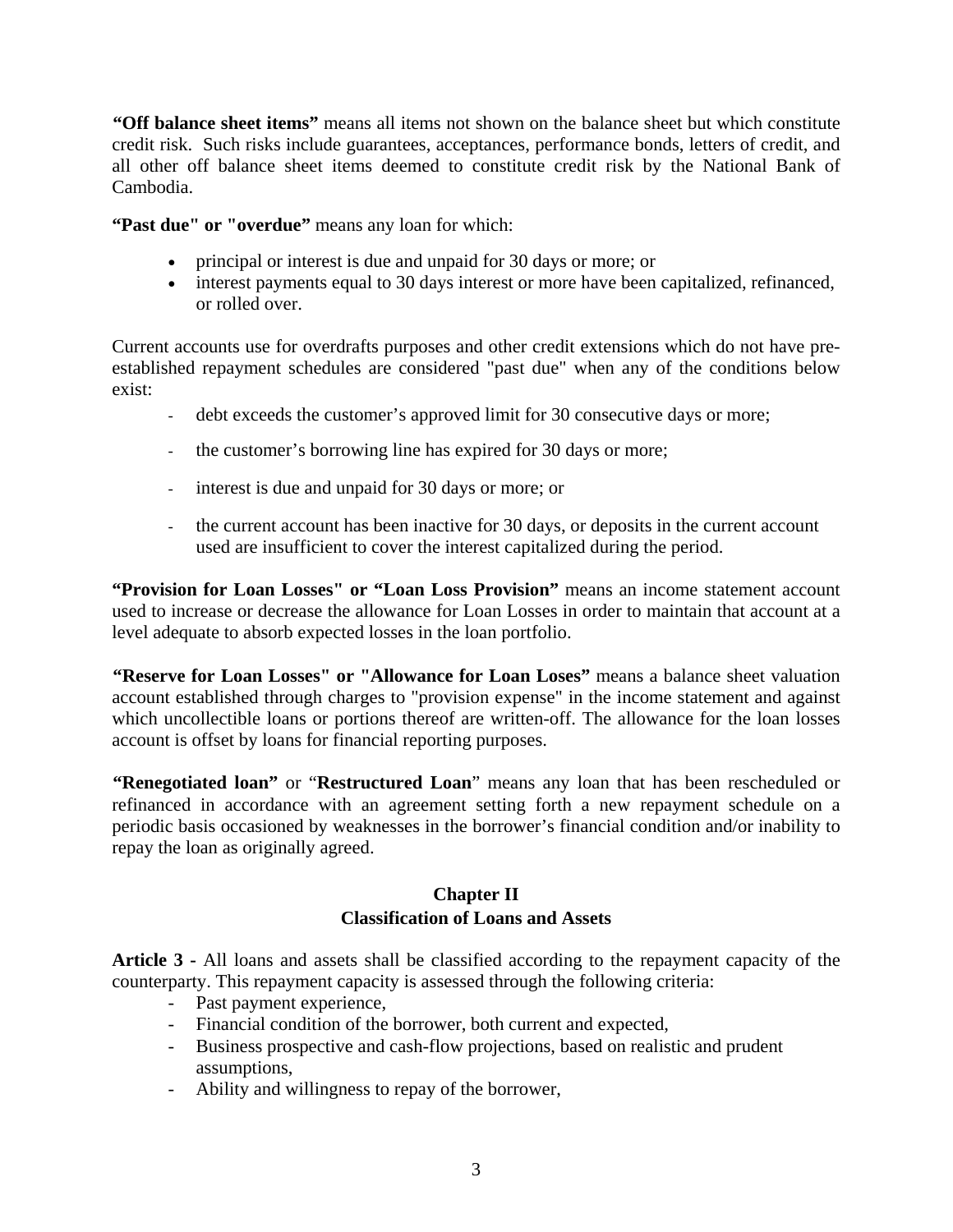**"Off balance sheet items"** means all items not shown on the balance sheet but which constitute credit risk. Such risks include guarantees, acceptances, performance bonds, letters of credit, and all other off balance sheet items deemed to constitute credit risk by the National Bank of Cambodia.

**"Past due" or "overdue"** means any loan for which:

- principal or interest is due and unpaid for 30 days or more; or
- interest payments equal to 30 days interest or more have been capitalized, refinanced, or rolled over.

Current accounts use for overdrafts purposes and other credit extensions which do not have pre-established repayment schedules are considered "past due" when any of the conditions below exist:

- debt exceeds the customer's approved limit for 30 consecutive days or more;
- the customer's borrowing line has expired for 30 days or more;
- interest is due and unpaid for 30 days or more; or
- the current account has been inactive for 30 days, or deposits in the current account used are insufficient to cover the interest capitalized during the period.

**"Provision for Loan Losses" or "Loan Loss Provision"** means an income statement account used to increase or decrease the allowance for Loan Losses in order to maintain that account at a level adequate to absorb expected losses in the loan portfolio.

**"Reserve for Loan Losses" or "Allowance for Loan Loses"** means a balance sheet valuation account established through charges to "provision expense" in the income statement and against which uncollectible loans or portions thereof are written-off. The allowance for the loan losses account is offset by loans for financial reporting purposes.

**"Renegotiated loan"** or "**Restructured Loan**" means any loan that has been rescheduled or refinanced in accordance with an agreement setting forth a new repayment schedule on a periodic basis occasioned by weaknesses in the borrower's financial condition and/or inability to repay the loan as originally agreed.

## Chapter II
## Classification of Loans and Assets

**Article 3 -** All loans and assets shall be classified according to the repayment capacity of the counterparty. This repayment capacity is assessed through the following criteria:

- Past payment experience,
- Financial condition of the borrower, both current and expected,
- Business prospective and cash-flow projections, based on realistic and prudent assumptions,
- Ability and willingness to repay of the borrower,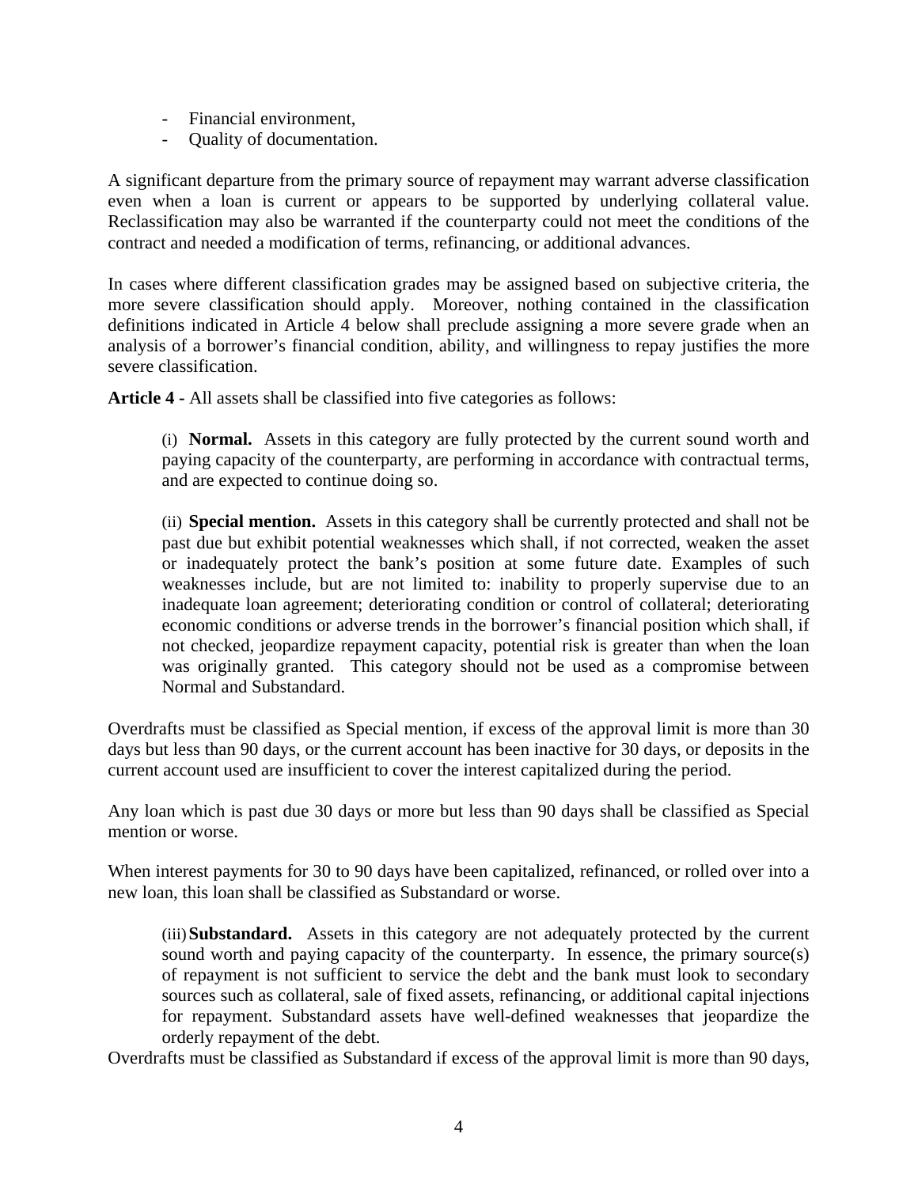- Financial environment,
- Quality of documentation.

A significant departure from the primary source of repayment may warrant adverse classification even when a loan is current or appears to be supported by underlying collateral value. Reclassification may also be warranted if the counterparty could not meet the conditions of the contract and needed a modification of terms, refinancing, or additional advances.

In cases where different classification grades may be assigned based on subjective criteria, the more severe classification should apply. Moreover, nothing contained in the classification definitions indicated in Article 4 below shall preclude assigning a more severe grade when an analysis of a borrower's financial condition, ability, and willingness to repay justifies the more severe classification.

**Article 4 -** All assets shall be classified into five categories as follows:

(i) **Normal.** Assets in this category are fully protected by the current sound worth and paying capacity of the counterparty, are performing in accordance with contractual terms, and are expected to continue doing so.

(ii) **Special mention.** Assets in this category shall be currently protected and shall not be past due but exhibit potential weaknesses which shall, if not corrected, weaken the asset or inadequately protect the bank's position at some future date. Examples of such weaknesses include, but are not limited to: inability to properly supervise due to an inadequate loan agreement; deteriorating condition or control of collateral; deteriorating economic conditions or adverse trends in the borrower's financial position which shall, if not checked, jeopardize repayment capacity, potential risk is greater than when the loan was originally granted. This category should not be used as a compromise between Normal and Substandard.

Overdrafts must be classified as Special mention, if excess of the approval limit is more than 30 days but less than 90 days, or the current account has been inactive for 30 days, or deposits in the current account used are insufficient to cover the interest capitalized during the period.

Any loan which is past due 30 days or more but less than 90 days shall be classified as Special mention or worse.

When interest payments for 30 to 90 days have been capitalized, refinanced, or rolled over into a new loan, this loan shall be classified as Substandard or worse.

(iii) **Substandard.** Assets in this category are not adequately protected by the current sound worth and paying capacity of the counterparty. In essence, the primary source(s) of repayment is not sufficient to service the debt and the bank must look to secondary sources such as collateral, sale of fixed assets, refinancing, or additional capital injections for repayment. Substandard assets have well-defined weaknesses that jeopardize the orderly repayment of the debt.

Overdrafts must be classified as Substandard if excess of the approval limit is more than 90 days,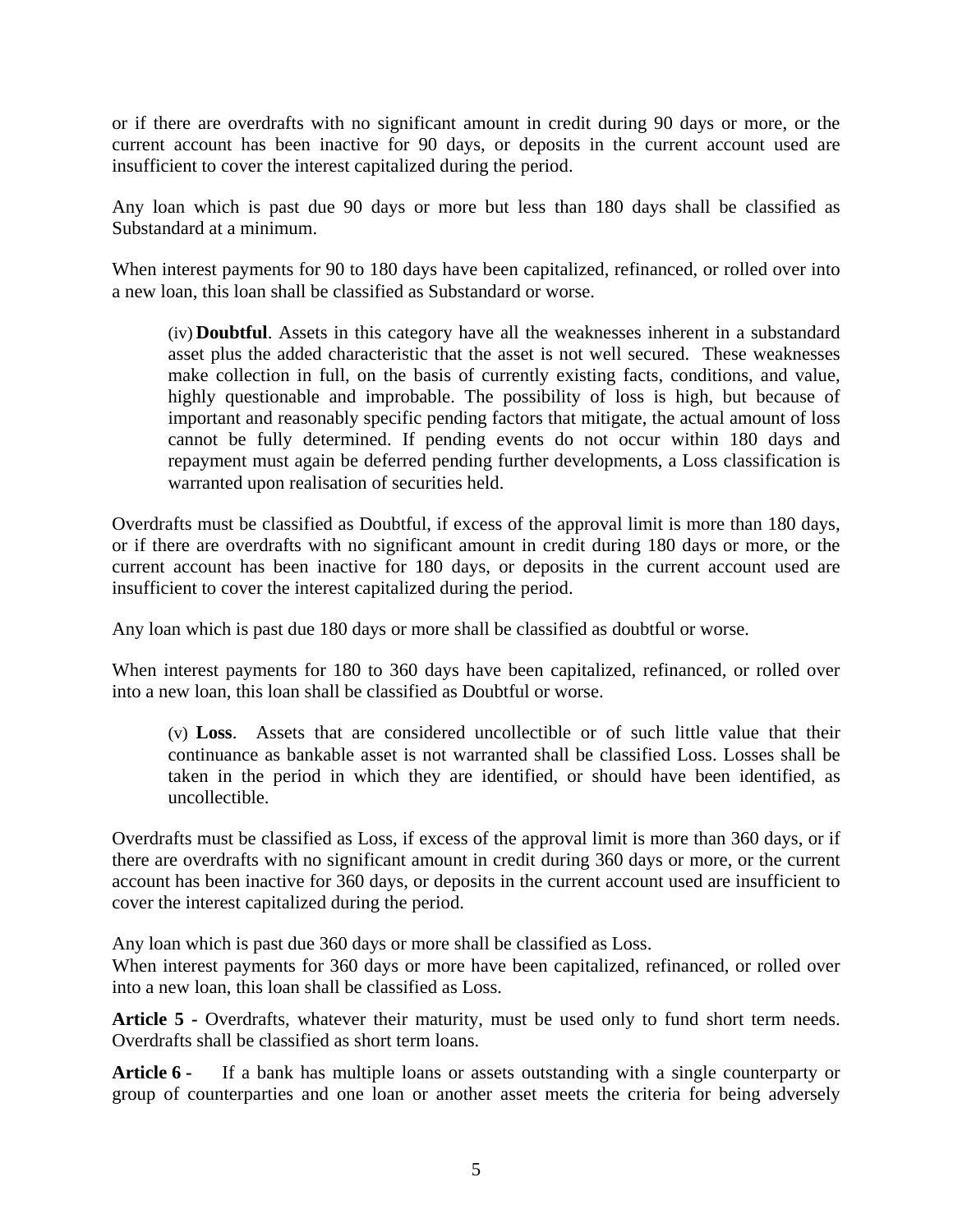or if there are overdrafts with no significant amount in credit during 90 days or more, or the current account has been inactive for 90 days, or deposits in the current account used are insufficient to cover the interest capitalized during the period.

Any loan which is past due 90 days or more but less than 180 days shall be classified as Substandard at a minimum.

When interest payments for 90 to 180 days have been capitalized, refinanced, or rolled over into a new loan, this loan shall be classified as Substandard or worse.

> (iv) **Doubtful**. Assets in this category have all the weaknesses inherent in a substandard asset plus the added characteristic that the asset is not well secured. These weaknesses make collection in full, on the basis of currently existing facts, conditions, and value, highly questionable and improbable. The possibility of loss is high, but because of important and reasonably specific pending factors that mitigate, the actual amount of loss cannot be fully determined. If pending events do not occur within 180 days and repayment must again be deferred pending further developments, a Loss classification is warranted upon realisation of securities held.

Overdrafts must be classified as Doubtful, if excess of the approval limit is more than 180 days, or if there are overdrafts with no significant amount in credit during 180 days or more, or the current account has been inactive for 180 days, or deposits in the current account used are insufficient to cover the interest capitalized during the period.

Any loan which is past due 180 days or more shall be classified as doubtful or worse.

When interest payments for 180 to 360 days have been capitalized, refinanced, or rolled over into a new loan, this loan shall be classified as Doubtful or worse.

> (v) **Loss**. Assets that are considered uncollectible or of such little value that their continuance as bankable asset is not warranted shall be classified Loss. Losses shall be taken in the period in which they are identified, or should have been identified, as uncollectible.

Overdrafts must be classified as Loss, if excess of the approval limit is more than 360 days, or if there are overdrafts with no significant amount in credit during 360 days or more, or the current account has been inactive for 360 days, or deposits in the current account used are insufficient to cover the interest capitalized during the period.

Any loan which is past due 360 days or more shall be classified as Loss.
When interest payments for 360 days or more have been capitalized, refinanced, or rolled over into a new loan, this loan shall be classified as Loss.

**Article 5 -** Overdrafts, whatever their maturity, must be used only to fund short term needs. Overdrafts shall be classified as short term loans.

**Article 6 -** If a bank has multiple loans or assets outstanding with a single counterparty or group of counterparties and one loan or another asset meets the criteria for being adversely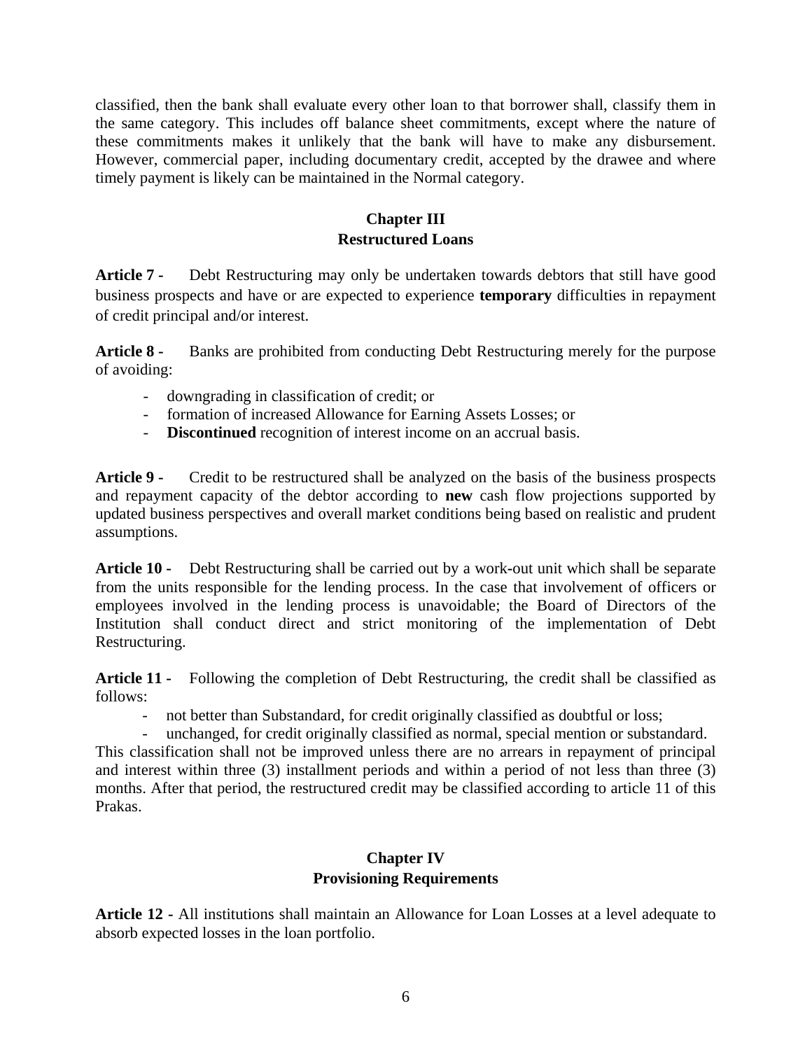classified, then the bank shall evaluate every other loan to that borrower shall, classify them in the same category. This includes off balance sheet commitments, except where the nature of these commitments makes it unlikely that the bank will have to make any disbursement. However, commercial paper, including documentary credit, accepted by the drawee and where timely payment is likely can be maintained in the Normal category.

## Chapter III
## Restructured Loans

**Article 7 -** Debt Restructuring may only be undertaken towards debtors that still have good business prospects and have or are expected to experience **temporary** difficulties in repayment of credit principal and/or interest.

**Article 8 -** Banks are prohibited from conducting Debt Restructuring merely for the purpose of avoiding:

- downgrading in classification of credit; or
- formation of increased Allowance for Earning Assets Losses; or
- **Discontinued** recognition of interest income on an accrual basis.

**Article 9 -** Credit to be restructured shall be analyzed on the basis of the business prospects and repayment capacity of the debtor according to **new** cash flow projections supported by updated business perspectives and overall market conditions being based on realistic and prudent assumptions.

**Article 10 -** Debt Restructuring shall be carried out by a work-out unit which shall be separate from the units responsible for the lending process. In the case that involvement of officers or employees involved in the lending process is unavoidable; the Board of Directors of the Institution shall conduct direct and strict monitoring of the implementation of Debt Restructuring.

**Article 11 -** Following the completion of Debt Restructuring, the credit shall be classified as follows:

- not better than Substandard, for credit originally classified as doubtful or loss;
- unchanged, for credit originally classified as normal, special mention or substandard.

This classification shall not be improved unless there are no arrears in repayment of principal and interest within three (3) installment periods and within a period of not less than three (3) months. After that period, the restructured credit may be classified according to article 11 of this Prakas.

## Chapter IV
## Provisioning Requirements

**Article 12 -** All institutions shall maintain an Allowance for Loan Losses at a level adequate to absorb expected losses in the loan portfolio.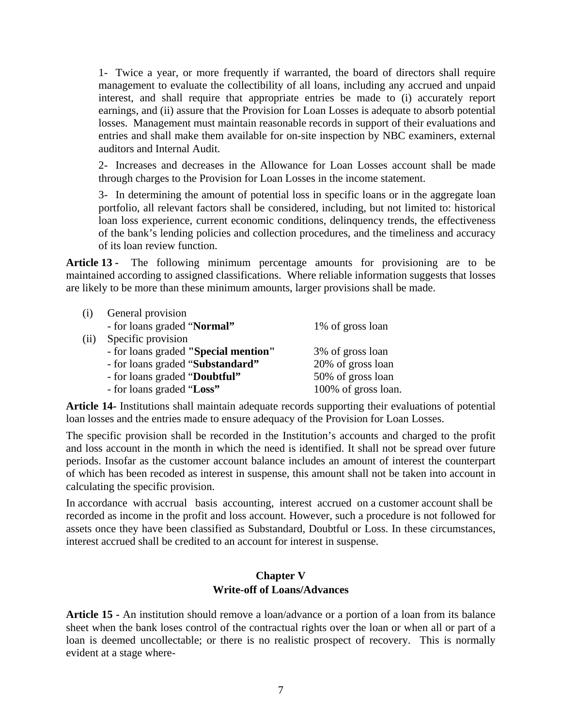1- Twice a year, or more frequently if warranted, the board of directors shall require management to evaluate the collectibility of all loans, including any accrued and unpaid interest, and shall require that appropriate entries be made to (i) accurately report earnings, and (ii) assure that the Provision for Loan Losses is adequate to absorb potential losses. Management must maintain reasonable records in support of their evaluations and entries and shall make them available for on-site inspection by NBC examiners, external auditors and Internal Audit.

2- Increases and decreases in the Allowance for Loan Losses account shall be made through charges to the Provision for Loan Losses in the income statement.

3- In determining the amount of potential loss in specific loans or in the aggregate loan portfolio, all relevant factors shall be considered, including, but not limited to: historical loan loss experience, current economic conditions, delinquency trends, the effectiveness of the bank's lending policies and collection procedures, and the timeliness and accuracy of its loan review function.

**Article 13 -** The following minimum percentage amounts for provisioning are to be maintained according to assigned classifications. Where reliable information suggests that losses are likely to be more than these minimum amounts, larger provisions shall be made.

| | | |
|---|---|---|
| (i) | General provision | |
| | - for loans graded "**Normal**" | 1% of gross loan |
| (ii) | Specific provision | |
| | - for loans graded **"Special mention"** | 3% of gross loan |
| | - for loans graded "**Substandard**" | 20% of gross loan |
| | - for loans graded "**Doubtful**" | 50% of gross loan |
| | - for loans graded "**Loss**" | 100% of gross loan. |

**Article 14-** Institutions shall maintain adequate records supporting their evaluations of potential loan losses and the entries made to ensure adequacy of the Provision for Loan Losses.

The specific provision shall be recorded in the Institution's accounts and charged to the profit and loss account in the month in which the need is identified. It shall not be spread over future periods. Insofar as the customer account balance includes an amount of interest the counterpart of which has been recoded as interest in suspense, this amount shall not be taken into account in calculating the specific provision.

In accordance with accrual basis accounting, interest accrued on a customer account shall be recorded as income in the profit and loss account. However, such a procedure is not followed for assets once they have been classified as Substandard, Doubtful or Loss. In these circumstances, interest accrued shall be credited to an account for interest in suspense.

## Chapter V
## Write-off of Loans/Advances

**Article 15 -** An institution should remove a loan/advance or a portion of a loan from its balance sheet when the bank loses control of the contractual rights over the loan or when all or part of a loan is deemed uncollectable; or there is no realistic prospect of recovery. This is normally evident at a stage where-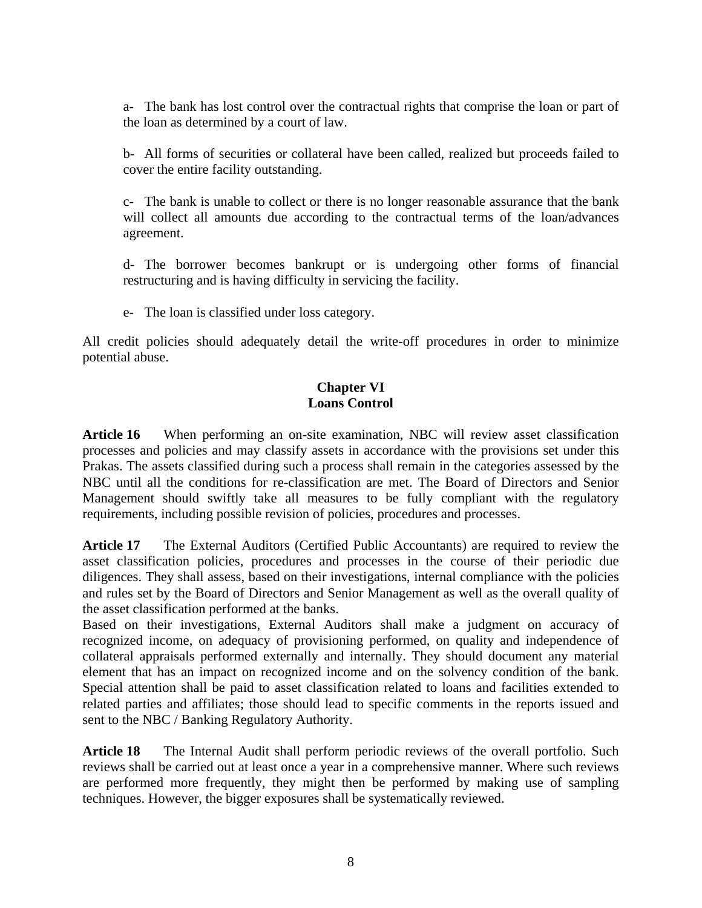a- The bank has lost control over the contractual rights that comprise the loan or part of the loan as determined by a court of law.

b- All forms of securities or collateral have been called, realized but proceeds failed to cover the entire facility outstanding.

c- The bank is unable to collect or there is no longer reasonable assurance that the bank will collect all amounts due according to the contractual terms of the loan/advances agreement.

d- The borrower becomes bankrupt or is undergoing other forms of financial restructuring and is having difficulty in servicing the facility.

e- The loan is classified under loss category.

All credit policies should adequately detail the write-off procedures in order to minimize potential abuse.

## Chapter VI
## Loans Control

**Article 16** When performing an on-site examination, NBC will review asset classification processes and policies and may classify assets in accordance with the provisions set under this Prakas. The assets classified during such a process shall remain in the categories assessed by the NBC until all the conditions for re-classification are met. The Board of Directors and Senior Management should swiftly take all measures to be fully compliant with the regulatory requirements, including possible revision of policies, procedures and processes.

**Article 17** The External Auditors (Certified Public Accountants) are required to review the asset classification policies, procedures and processes in the course of their periodic due diligences. They shall assess, based on their investigations, internal compliance with the policies and rules set by the Board of Directors and Senior Management as well as the overall quality of the asset classification performed at the banks.

Based on their investigations, External Auditors shall make a judgment on accuracy of recognized income, on adequacy of provisioning performed, on quality and independence of collateral appraisals performed externally and internally. They should document any material element that has an impact on recognized income and on the solvency condition of the bank. Special attention shall be paid to asset classification related to loans and facilities extended to related parties and affiliates; those should lead to specific comments in the reports issued and sent to the NBC / Banking Regulatory Authority.

**Article 18** The Internal Audit shall perform periodic reviews of the overall portfolio. Such reviews shall be carried out at least once a year in a comprehensive manner. Where such reviews are performed more frequently, they might then be performed by making use of sampling techniques. However, the bigger exposures shall be systematically reviewed.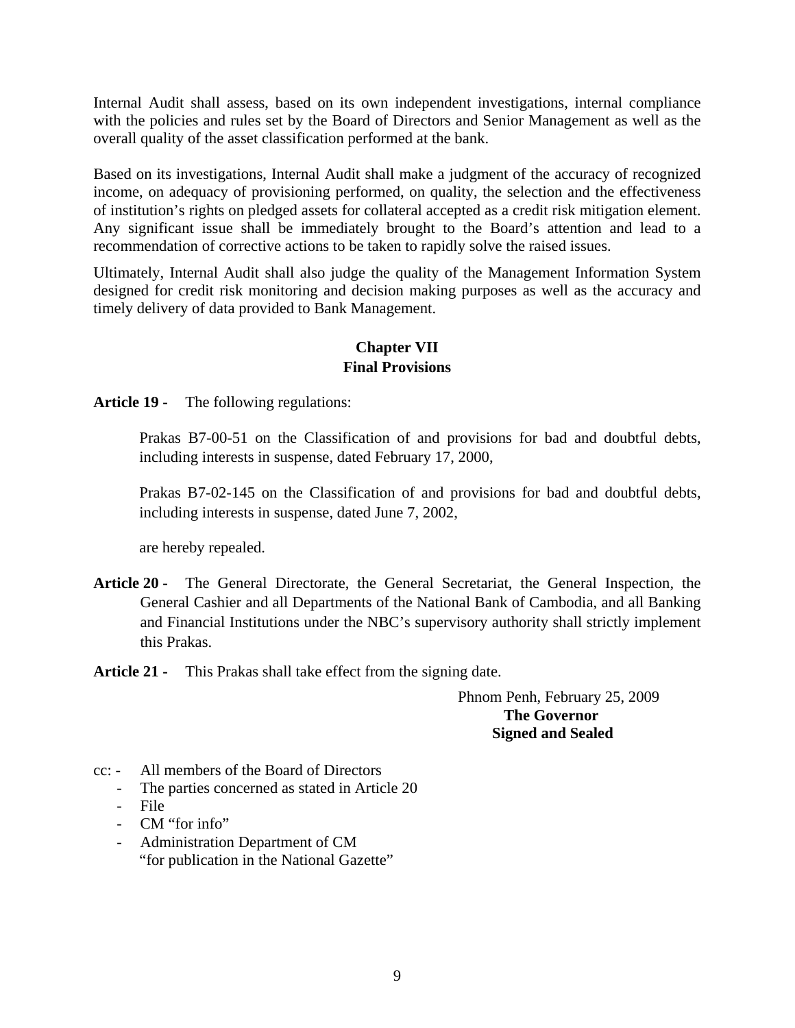Internal Audit shall assess, based on its own independent investigations, internal compliance with the policies and rules set by the Board of Directors and Senior Management as well as the overall quality of the asset classification performed at the bank.

Based on its investigations, Internal Audit shall make a judgment of the accuracy of recognized income, on adequacy of provisioning performed, on quality, the selection and the effectiveness of institution's rights on pledged assets for collateral accepted as a credit risk mitigation element. Any significant issue shall be immediately brought to the Board's attention and lead to a recommendation of corrective actions to be taken to rapidly solve the raised issues.

Ultimately, Internal Audit shall also judge the quality of the Management Information System designed for credit risk monitoring and decision making purposes as well as the accuracy and timely delivery of data provided to Bank Management.

## Chapter VII
## Final Provisions

**Article 19 -** The following regulations:

Prakas B7-00-51 on the Classification of and provisions for bad and doubtful debts, including interests in suspense, dated February 17, 2000,

Prakas B7-02-145 on the Classification of and provisions for bad and doubtful debts, including interests in suspense, dated June 7, 2002,

are hereby repealed.

**Article 20 -** The General Directorate, the General Secretariat, the General Inspection, the General Cashier and all Departments of the National Bank of Cambodia, and all Banking and Financial Institutions under the NBC's supervisory authority shall strictly implement this Prakas.

**Article 21 -** This Prakas shall take effect from the signing date.

Phnom Penh, February 25, 2009
**The Governor**
**Signed and Sealed**

cc: - All members of the Board of Directors
- The parties concerned as stated in Article 20
- File
- CM "for info"
- Administration Department of CM "for publication in the National Gazette"